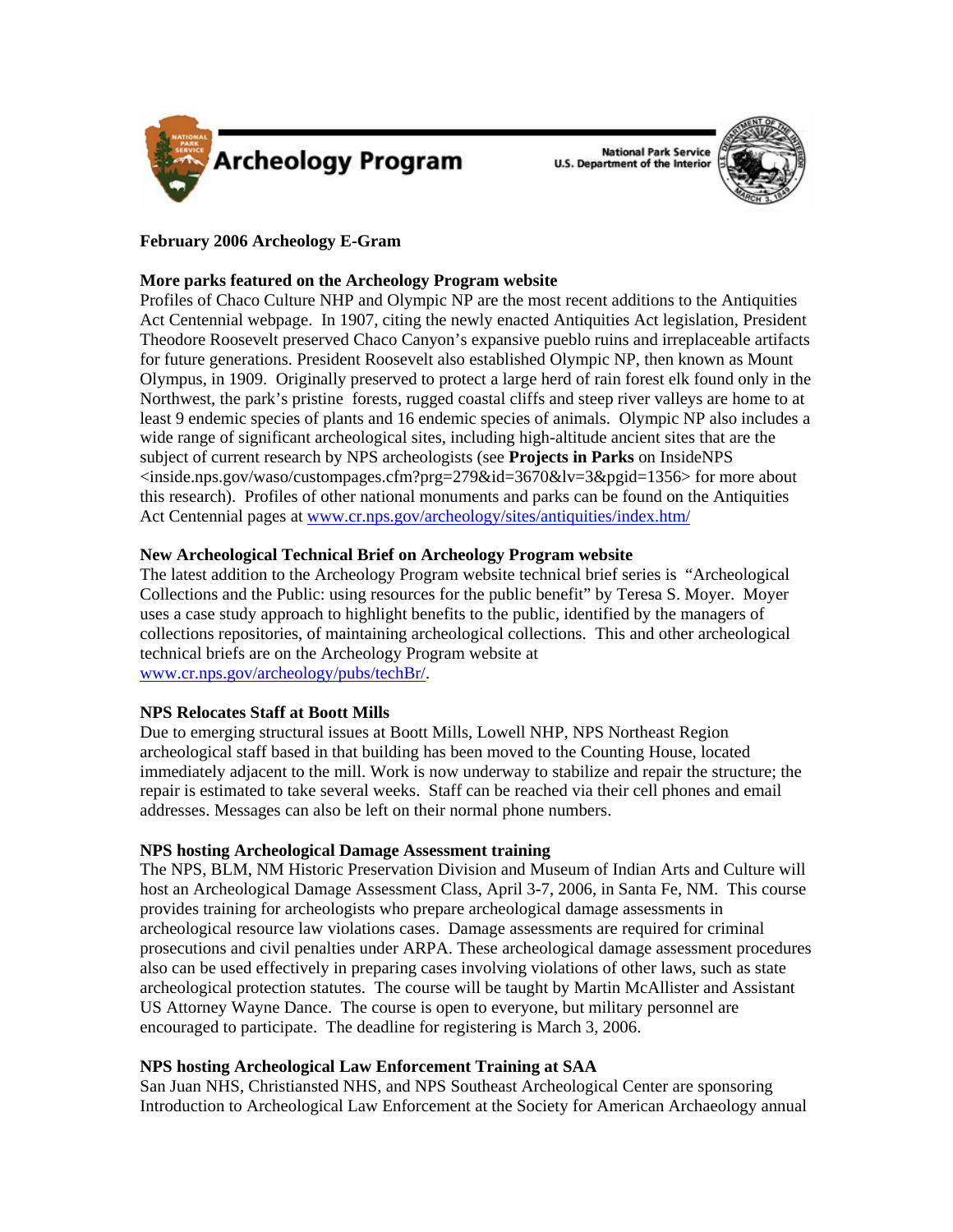Archeology Program

National Park Service
U.S. Department of the Interior

**February 2006 Archeology E-Gram**

**More parks featured on the Archeology Program website**

Profiles of Chaco Culture NHP and Olympic NP are the most recent additions to the Antiquities Act Centennial webpage. In 1907, citing the newly enacted Antiquities Act legislation, President Theodore Roosevelt preserved Chaco Canyon's expansive pueblo ruins and irreplaceable artifacts for future generations. President Roosevelt also established Olympic NP, then known as Mount Olympus, in 1909. Originally preserved to protect a large herd of rain forest elk found only in the Northwest, the park's pristine forests, rugged coastal cliffs and steep river valleys are home to at least 9 endemic species of plants and 16 endemic species of animals. Olympic NP also includes a wide range of significant archeological sites, including high-altitude ancient sites that are the subject of current research by NPS archeologists (see **Projects in Parks** on InsideNPS <inside.nps.gov/waso/custompages.cfm?prg=279&id=3670&lv=3&pgid=1356> for more about this research). Profiles of other national monuments and parks can be found on the Antiquities Act Centennial pages at www.cr.nps.gov/archeology/sites/antiquities/index.htm/

**New Archeological Technical Brief on Archeology Program website**

The latest addition to the Archeology Program website technical brief series is "Archeological Collections and the Public: using resources for the public benefit" by Teresa S. Moyer. Moyer uses a case study approach to highlight benefits to the public, identified by the managers of collections repositories, of maintaining archeological collections. This and other archeological technical briefs are on the Archeology Program website at www.cr.nps.gov/archeology/pubs/techBr/.

**NPS Relocates Staff at Boott Mills**

Due to emerging structural issues at Boott Mills, Lowell NHP, NPS Northeast Region archeological staff based in that building has been moved to the Counting House, located immediately adjacent to the mill. Work is now underway to stabilize and repair the structure; the repair is estimated to take several weeks. Staff can be reached via their cell phones and email addresses. Messages can also be left on their normal phone numbers.

**NPS hosting Archeological Damage Assessment training**

The NPS, BLM, NM Historic Preservation Division and Museum of Indian Arts and Culture will host an Archeological Damage Assessment Class, April 3-7, 2006, in Santa Fe, NM. This course provides training for archeologists who prepare archeological damage assessments in archeological resource law violations cases. Damage assessments are required for criminal prosecutions and civil penalties under ARPA. These archeological damage assessment procedures also can be used effectively in preparing cases involving violations of other laws, such as state archeological protection statutes. The course will be taught by Martin McAllister and Assistant US Attorney Wayne Dance. The course is open to everyone, but military personnel are encouraged to participate. The deadline for registering is March 3, 2006.

**NPS hosting Archeological Law Enforcement Training at SAA**

San Juan NHS, Christiansted NHS, and NPS Southeast Archeological Center are sponsoring Introduction to Archeological Law Enforcement at the Society for American Archaeology annual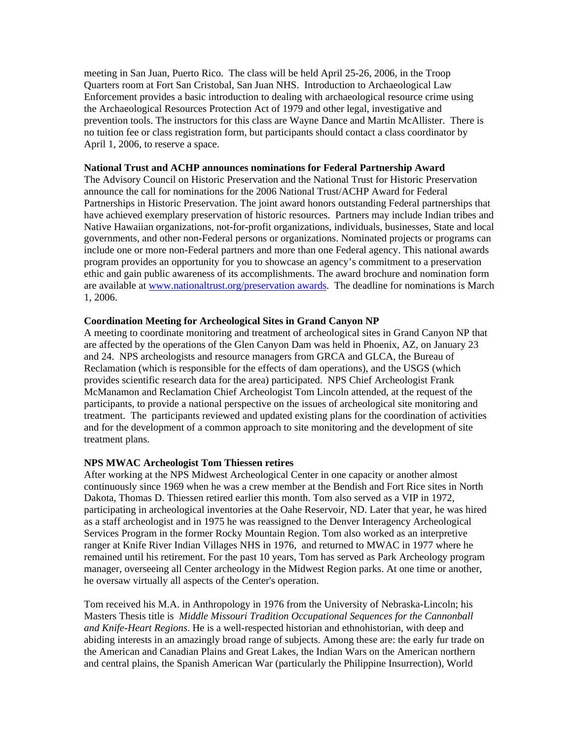meeting in San Juan, Puerto Rico. The class will be held April 25-26, 2006, in the Troop Quarters room at Fort San Cristobal, San Juan NHS. Introduction to Archaeological Law Enforcement provides a basic introduction to dealing with archaeological resource crime using the Archaeological Resources Protection Act of 1979 and other legal, investigative and prevention tools. The instructors for this class are Wayne Dance and Martin McAllister. There is no tuition fee or class registration form, but participants should contact a class coordinator by April 1, 2006, to reserve a space.

**National Trust and ACHP announces nominations for Federal Partnership Award**

The Advisory Council on Historic Preservation and the National Trust for Historic Preservation announce the call for nominations for the 2006 National Trust/ACHP Award for Federal Partnerships in Historic Preservation. The joint award honors outstanding Federal partnerships that have achieved exemplary preservation of historic resources. Partners may include Indian tribes and Native Hawaiian organizations, not-for-profit organizations, individuals, businesses, State and local governments, and other non-Federal persons or organizations. Nominated projects or programs can include one or more non-Federal partners and more than one Federal agency. This national awards program provides an opportunity for you to showcase an agency's commitment to a preservation ethic and gain public awareness of its accomplishments. The award brochure and nomination form are available at [www.nationaltrust.org/preservation awards](www.nationaltrust.org/preservation awards). The deadline for nominations is March 1, 2006.

**Coordination Meeting for Archeological Sites in Grand Canyon NP**

A meeting to coordinate monitoring and treatment of archeological sites in Grand Canyon NP that are affected by the operations of the Glen Canyon Dam was held in Phoenix, AZ, on January 23 and 24. NPS archeologists and resource managers from GRCA and GLCA, the Bureau of Reclamation (which is responsible for the effects of dam operations), and the USGS (which provides scientific research data for the area) participated. NPS Chief Archeologist Frank McManamon and Reclamation Chief Archeologist Tom Lincoln attended, at the request of the participants, to provide a national perspective on the issues of archeological site monitoring and treatment. The participants reviewed and updated existing plans for the coordination of activities and for the development of a common approach to site monitoring and the development of site treatment plans.

**NPS MWAC Archeologist Tom Thiessen retires**

After working at the NPS Midwest Archeological Center in one capacity or another almost continuously since 1969 when he was a crew member at the Bendish and Fort Rice sites in North Dakota, Thomas D. Thiessen retired earlier this month. Tom also served as a VIP in 1972, participating in archeological inventories at the Oahe Reservoir, ND. Later that year, he was hired as a staff archeologist and in 1975 he was reassigned to the Denver Interagency Archeological Services Program in the former Rocky Mountain Region. Tom also worked as an interpretive ranger at Knife River Indian Villages NHS in 1976, and returned to MWAC in 1977 where he remained until his retirement. For the past 10 years, Tom has served as Park Archeology program manager, overseeing all Center archeology in the Midwest Region parks. At one time or another, he oversaw virtually all aspects of the Center's operation.

Tom received his M.A. in Anthropology in 1976 from the University of Nebraska-Lincoln; his Masters Thesis title is *Middle Missouri Tradition Occupational Sequences for the Cannonball and Knife-Heart Regions*. He is a well-respected historian and ethnohistorian, with deep and abiding interests in an amazingly broad range of subjects. Among these are: the early fur trade on the American and Canadian Plains and Great Lakes, the Indian Wars on the American northern and central plains, the Spanish American War (particularly the Philippine Insurrection), World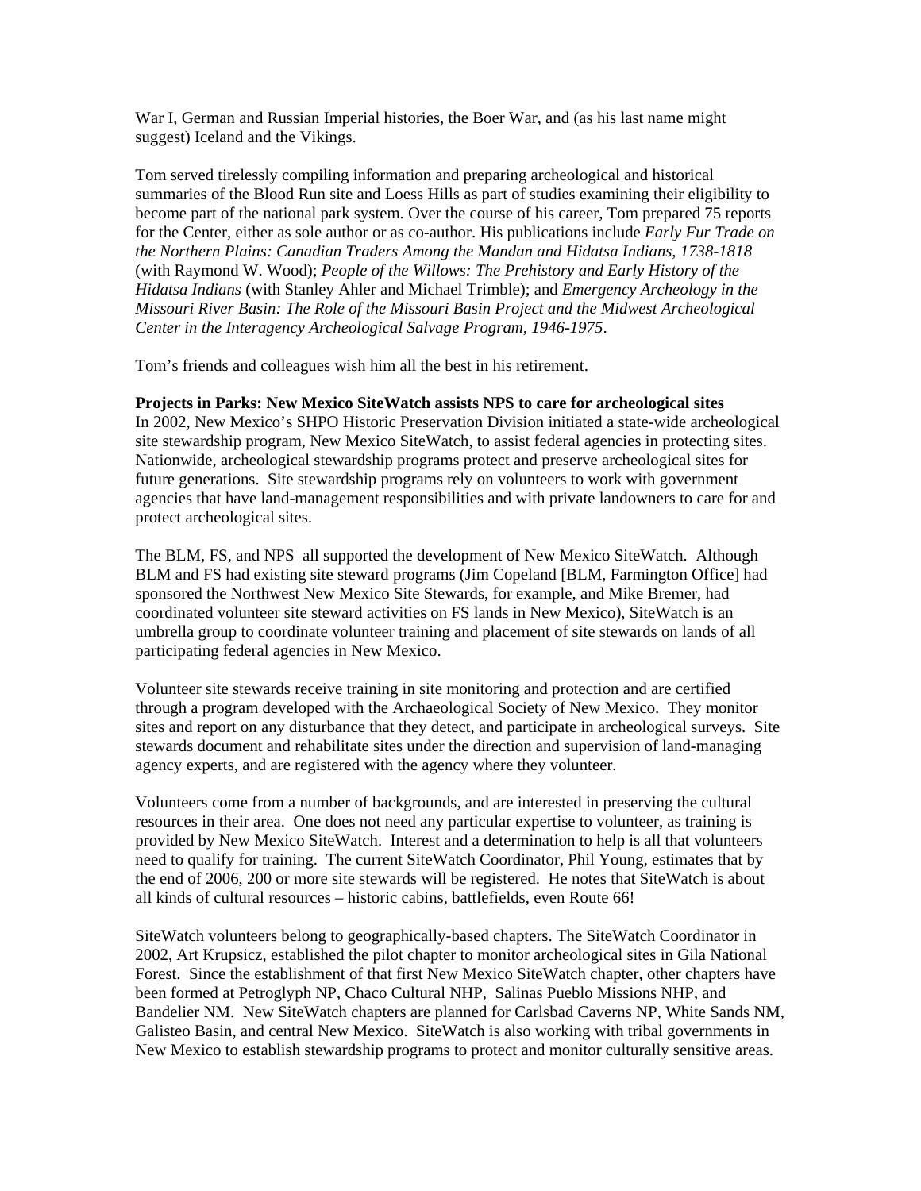War I, German and Russian Imperial histories, the Boer War, and (as his last name might suggest) Iceland and the Vikings.

Tom served tirelessly compiling information and preparing archeological and historical summaries of the Blood Run site and Loess Hills as part of studies examining their eligibility to become part of the national park system. Over the course of his career, Tom prepared 75 reports for the Center, either as sole author or as co-author. His publications include *Early Fur Trade on the Northern Plains: Canadian Traders Among the Mandan and Hidatsa Indians, 1738-1818* (with Raymond W. Wood); *People of the Willows: The Prehistory and Early History of the Hidatsa Indians* (with Stanley Ahler and Michael Trimble); and *Emergency Archeology in the Missouri River Basin: The Role of the Missouri Basin Project and the Midwest Archeological Center in the Interagency Archeological Salvage Program, 1946-1975*.

Tom's friends and colleagues wish him all the best in his retirement.

**Projects in Parks: New Mexico SiteWatch assists NPS to care for archeological sites**
In 2002, New Mexico's SHPO Historic Preservation Division initiated a state-wide archeological site stewardship program, New Mexico SiteWatch, to assist federal agencies in protecting sites. Nationwide, archeological stewardship programs protect and preserve archeological sites for future generations. Site stewardship programs rely on volunteers to work with government agencies that have land-management responsibilities and with private landowners to care for and protect archeological sites.

The BLM, FS, and NPS all supported the development of New Mexico SiteWatch. Although BLM and FS had existing site steward programs (Jim Copeland [BLM, Farmington Office] had sponsored the Northwest New Mexico Site Stewards, for example, and Mike Bremer, had coordinated volunteer site steward activities on FS lands in New Mexico), SiteWatch is an umbrella group to coordinate volunteer training and placement of site stewards on lands of all participating federal agencies in New Mexico.

Volunteer site stewards receive training in site monitoring and protection and are certified through a program developed with the Archaeological Society of New Mexico. They monitor sites and report on any disturbance that they detect, and participate in archeological surveys. Site stewards document and rehabilitate sites under the direction and supervision of land-managing agency experts, and are registered with the agency where they volunteer.

Volunteers come from a number of backgrounds, and are interested in preserving the cultural resources in their area. One does not need any particular expertise to volunteer, as training is provided by New Mexico SiteWatch. Interest and a determination to help is all that volunteers need to qualify for training. The current SiteWatch Coordinator, Phil Young, estimates that by the end of 2006, 200 or more site stewards will be registered. He notes that SiteWatch is about all kinds of cultural resources – historic cabins, battlefields, even Route 66!

SiteWatch volunteers belong to geographically-based chapters. The SiteWatch Coordinator in 2002, Art Krupsicz, established the pilot chapter to monitor archeological sites in Gila National Forest. Since the establishment of that first New Mexico SiteWatch chapter, other chapters have been formed at Petroglyph NP, Chaco Cultural NHP, Salinas Pueblo Missions NHP, and Bandelier NM. New SiteWatch chapters are planned for Carlsbad Caverns NP, White Sands NM, Galisteo Basin, and central New Mexico. SiteWatch is also working with tribal governments in New Mexico to establish stewardship programs to protect and monitor culturally sensitive areas.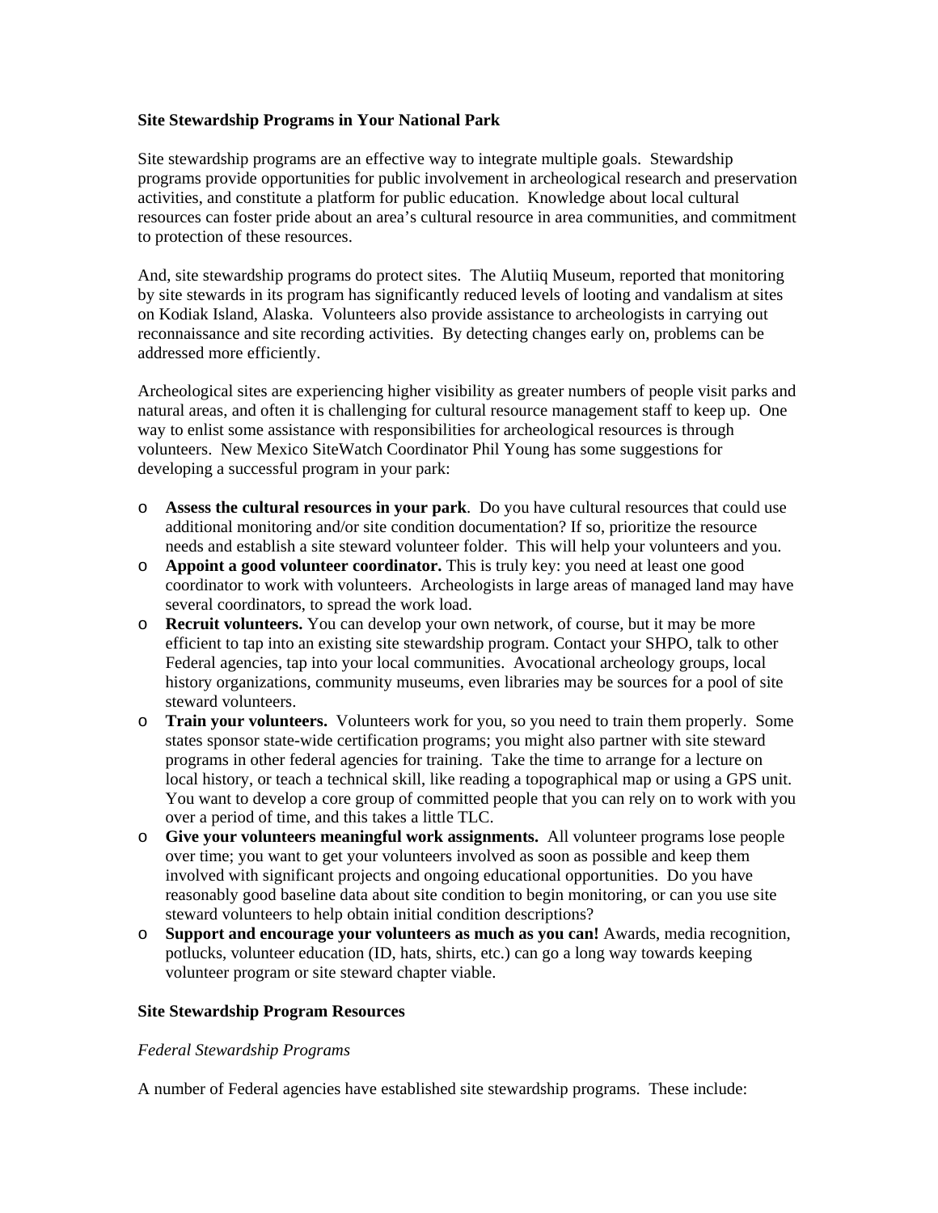**Site Stewardship Programs in Your National Park**

Site stewardship programs are an effective way to integrate multiple goals. Stewardship programs provide opportunities for public involvement in archeological research and preservation activities, and constitute a platform for public education. Knowledge about local cultural resources can foster pride about an area's cultural resource in area communities, and commitment to protection of these resources.

And, site stewardship programs do protect sites. The Alutiiq Museum, reported that monitoring by site stewards in its program has significantly reduced levels of looting and vandalism at sites on Kodiak Island, Alaska. Volunteers also provide assistance to archeologists in carrying out reconnaissance and site recording activities. By detecting changes early on, problems can be addressed more efficiently.

Archeological sites are experiencing higher visibility as greater numbers of people visit parks and natural areas, and often it is challenging for cultural resource management staff to keep up. One way to enlist some assistance with responsibilities for archeological resources is through volunteers. New Mexico SiteWatch Coordinator Phil Young has some suggestions for developing a successful program in your park:

- **Assess the cultural resources in your park**. Do you have cultural resources that could use additional monitoring and/or site condition documentation? If so, prioritize the resource needs and establish a site steward volunteer folder. This will help your volunteers and you.
- **Appoint a good volunteer coordinator.** This is truly key: you need at least one good coordinator to work with volunteers. Archeologists in large areas of managed land may have several coordinators, to spread the work load.
- **Recruit volunteers.** You can develop your own network, of course, but it may be more efficient to tap into an existing site stewardship program. Contact your SHPO, talk to other Federal agencies, tap into your local communities. Avocational archeology groups, local history organizations, community museums, even libraries may be sources for a pool of site steward volunteers.
- **Train your volunteers.** Volunteers work for you, so you need to train them properly. Some states sponsor state-wide certification programs; you might also partner with site steward programs in other federal agencies for training. Take the time to arrange for a lecture on local history, or teach a technical skill, like reading a topographical map or using a GPS unit. You want to develop a core group of committed people that you can rely on to work with you over a period of time, and this takes a little TLC.
- **Give your volunteers meaningful work assignments.** All volunteer programs lose people over time; you want to get your volunteers involved as soon as possible and keep them involved with significant projects and ongoing educational opportunities. Do you have reasonably good baseline data about site condition to begin monitoring, or can you use site steward volunteers to help obtain initial condition descriptions?
- **Support and encourage your volunteers as much as you can!** Awards, media recognition, potlucks, volunteer education (ID, hats, shirts, etc.) can go a long way towards keeping volunteer program or site steward chapter viable.

**Site Stewardship Program Resources**

*Federal Stewardship Programs*

A number of Federal agencies have established site stewardship programs. These include: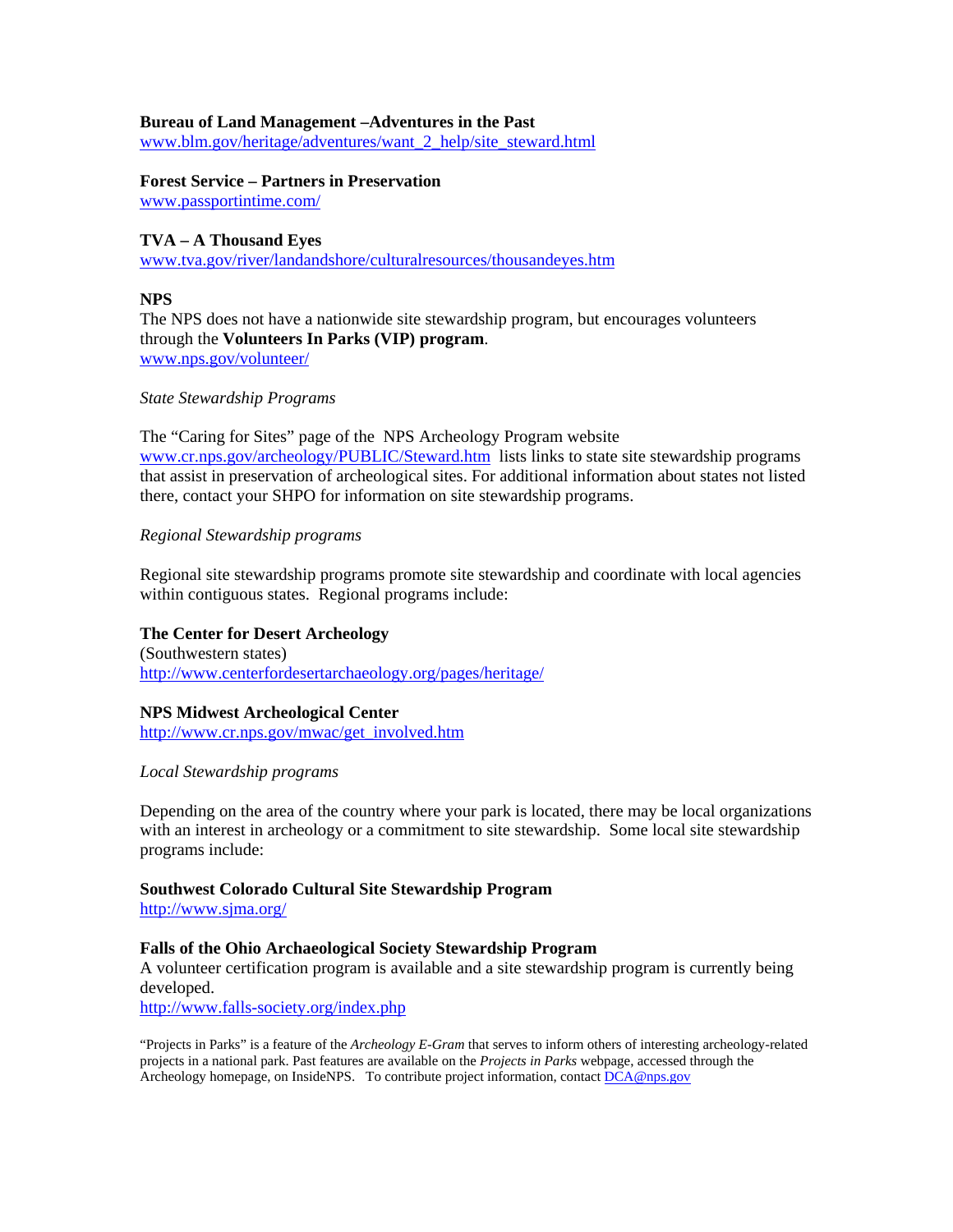**Bureau of Land Management –Adventures in the Past**
www.blm.gov/heritage/adventures/want_2_help/site_steward.html

**Forest Service – Partners in Preservation**
www.passportintime.com/

**TVA – A Thousand Eyes**
www.tva.gov/river/landandshore/culturalresources/thousandeyes.htm

**NPS**
The NPS does not have a nationwide site stewardship program, but encourages volunteers through the **Volunteers In Parks (VIP) program**.
www.nps.gov/volunteer/

*State Stewardship Programs*

The "Caring for Sites" page of the NPS Archeology Program website www.cr.nps.gov/archeology/PUBLIC/Steward.htm lists links to state site stewardship programs that assist in preservation of archeological sites. For additional information about states not listed there, contact your SHPO for information on site stewardship programs.

*Regional Stewardship programs*

Regional site stewardship programs promote site stewardship and coordinate with local agencies within contiguous states. Regional programs include:

**The Center for Desert Archeology**
(Southwestern states)
http://www.centerfordesertarchaeology.org/pages/heritage/

**NPS Midwest Archeological Center**
http://www.cr.nps.gov/mwac/get_involved.htm

*Local Stewardship programs*

Depending on the area of the country where your park is located, there may be local organizations with an interest in archeology or a commitment to site stewardship. Some local site stewardship programs include:

**Southwest Colorado Cultural Site Stewardship Program**
http://www.sjma.org/

**Falls of the Ohio Archaeological Society Stewardship Program**
A volunteer certification program is available and a site stewardship program is currently being developed.
http://www.falls-society.org/index.php

"Projects in Parks" is a feature of the *Archeology E-Gram* that serves to inform others of interesting archeology-related projects in a national park. Past features are available on the *Projects in Parks* webpage, accessed through the Archeology homepage, on InsideNPS. To contribute project information, contact DCA@nps.gov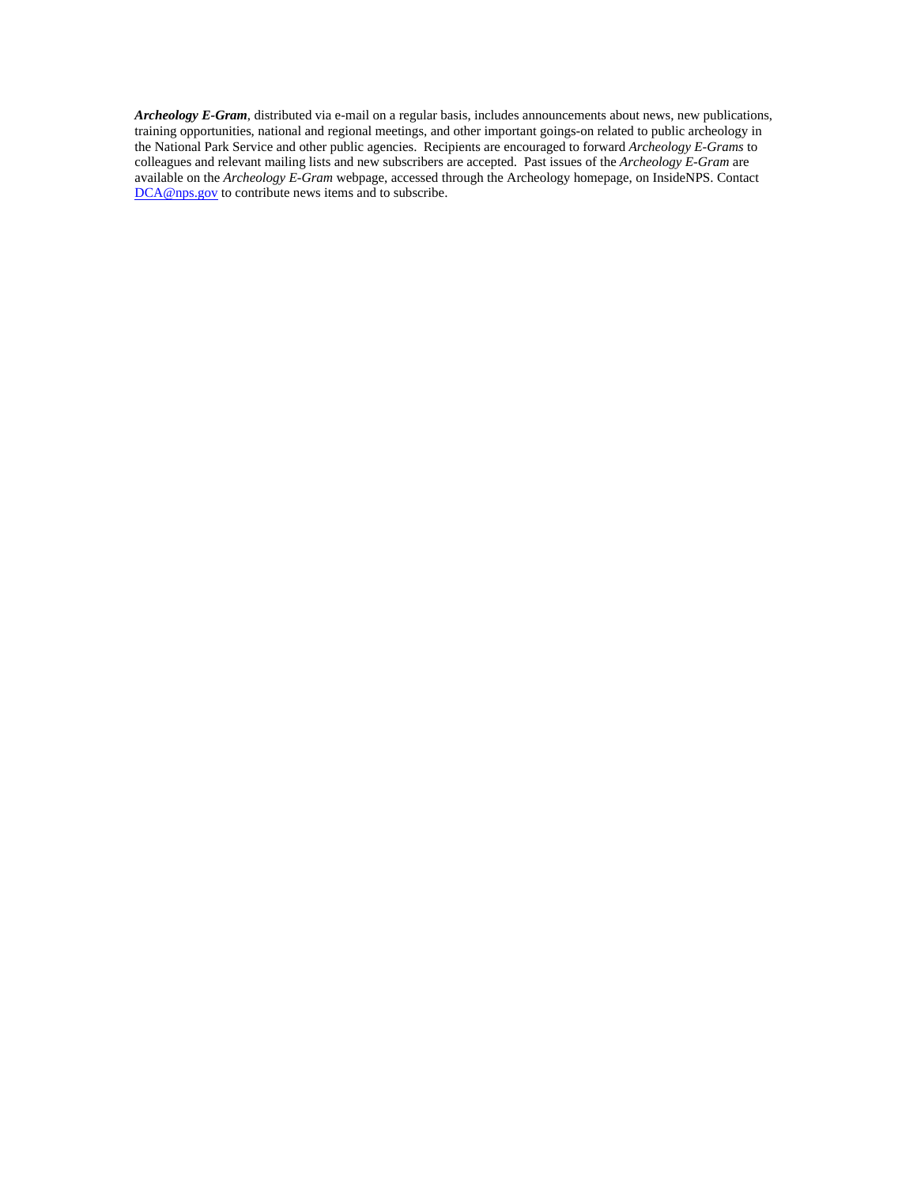***Archeology E-Gram***, distributed via e-mail on a regular basis, includes announcements about news, new publications, training opportunities, national and regional meetings, and other important goings-on related to public archeology in the National Park Service and other public agencies. Recipients are encouraged to forward *Archeology E-Grams* to colleagues and relevant mailing lists and new subscribers are accepted. Past issues of the *Archeology E-Gram* are available on the *Archeology E-Gram* webpage, accessed through the Archeology homepage, on InsideNPS. Contact DCA@nps.gov to contribute news items and to subscribe.